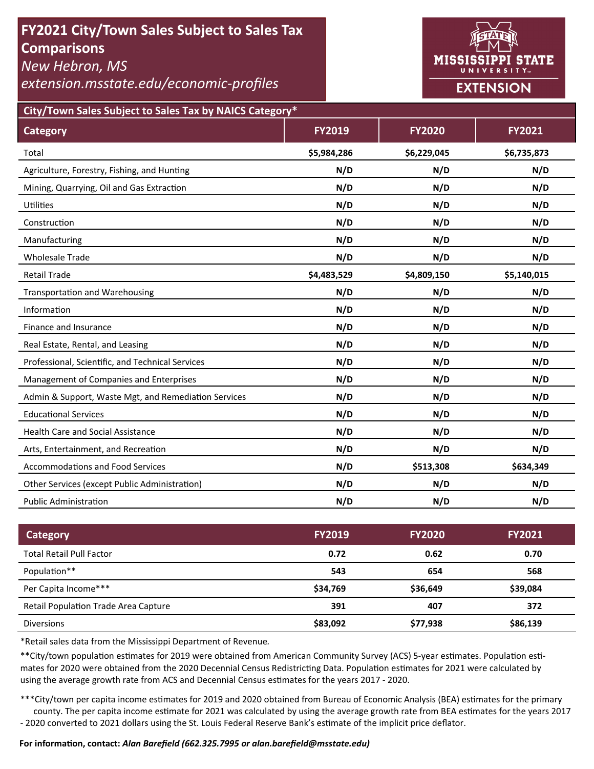# FY2021 City/Town Sales Subject to Sales Tax Comparisons

*New Hebron, MS*

*extension.msstate.edu/economic-profiles*

MISSISSIPPI STATE UNIVERSITY EXTENSION

## City/Town Sales Subject to Sales Tax by NAICS Category*

| Category | FY2019 | FY2020 | FY2021 |
|---|---|---|---|
| Total | **$5,984,286** | **$6,229,045** | **$6,735,873** |
| Agriculture, Forestry, Fishing, and Hunting | **N/D** | **N/D** | **N/D** |
| Mining, Quarrying, Oil and Gas Extraction | **N/D** | **N/D** | **N/D** |
| Utilities | **N/D** | **N/D** | **N/D** |
| Construction | **N/D** | **N/D** | **N/D** |
| Manufacturing | **N/D** | **N/D** | **N/D** |
| Wholesale Trade | **N/D** | **N/D** | **N/D** |
| Retail Trade | **$4,483,529** | **$4,809,150** | **$5,140,015** |
| Transportation and Warehousing | **N/D** | **N/D** | **N/D** |
| Information | **N/D** | **N/D** | **N/D** |
| Finance and Insurance | **N/D** | **N/D** | **N/D** |
| Real Estate, Rental, and Leasing | **N/D** | **N/D** | **N/D** |
| Professional, Scientific, and Technical Services | **N/D** | **N/D** | **N/D** |
| Management of Companies and Enterprises | **N/D** | **N/D** | **N/D** |
| Admin & Support, Waste Mgt, and Remediation Services | **N/D** | **N/D** | **N/D** |
| Educational Services | **N/D** | **N/D** | **N/D** |
| Health Care and Social Assistance | **N/D** | **N/D** | **N/D** |
| Arts, Entertainment, and Recreation | **N/D** | **N/D** | **N/D** |
| Accommodations and Food Services | **N/D** | **$513,308** | **$634,349** |
| Other Services (except Public Administration) | **N/D** | **N/D** | **N/D** |
| Public Administration | **N/D** | **N/D** | **N/D** |

| Category | FY2019 | FY2020 | FY2021 |
|---|---|---|---|
| Total Retail Pull Factor | **0.72** | **0.62** | **0.70** |
| Population** | **543** | **654** | **568** |
| Per Capita Income*** | **$34,769** | **$36,649** | **$39,084** |
| Retail Population Trade Area Capture | **391** | **407** | **372** |
| Diversions | **$83,092** | **$77,938** | **$86,139** |

*Retail sales data from the Mississippi Department of Revenue.

**City/town population estimates for 2019 were obtained from American Community Survey (ACS) 5-year estimates. Population estimates for 2020 were obtained from the 2020 Decennial Census Redistricting Data. Population estimates for 2021 were calculated by using the average growth rate from ACS and Decennial Census estimates for the years 2017 - 2020.

***City/town per capita income estimates for 2019 and 2020 obtained from Bureau of Economic Analysis (BEA) estimates for the primary county. The per capita income estimate for 2021 was calculated by using the average growth rate from BEA estimates for the years 2017 - 2020 converted to 2021 dollars using the St. Louis Federal Reserve Bank's estimate of the implicit price deflator.

**For information, contact:** ***Alan Barefield (662.325.7995 or alan.barefield@msstate.edu)***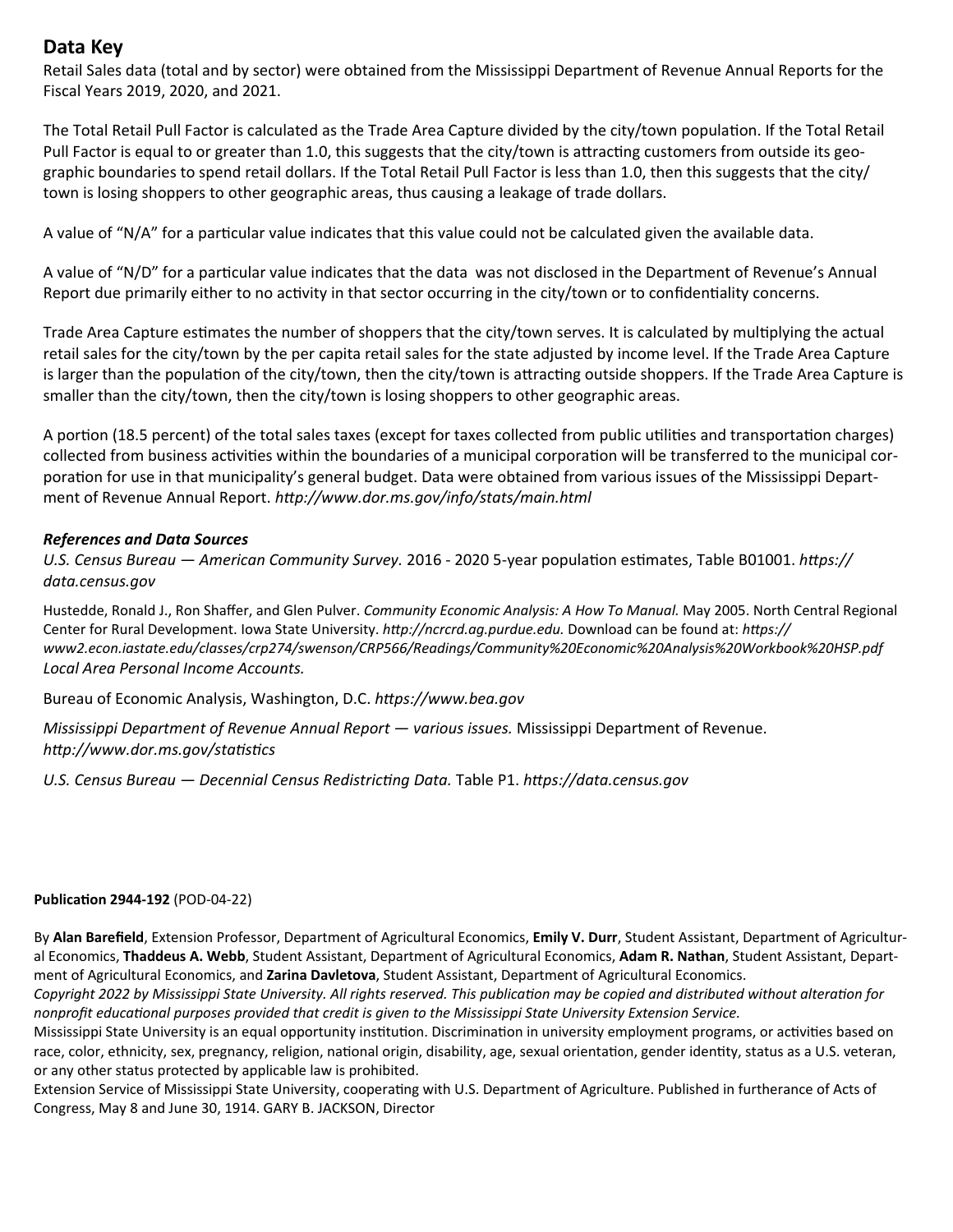## Data Key

Retail Sales data (total and by sector) were obtained from the Mississippi Department of Revenue Annual Reports for the Fiscal Years 2019, 2020, and 2021.

The Total Retail Pull Factor is calculated as the Trade Area Capture divided by the city/town population. If the Total Retail Pull Factor is equal to or greater than 1.0, this suggests that the city/town is attracting customers from outside its geographic boundaries to spend retail dollars. If the Total Retail Pull Factor is less than 1.0, then this suggests that the city/town is losing shoppers to other geographic areas, thus causing a leakage of trade dollars.

A value of "N/A" for a particular value indicates that this value could not be calculated given the available data.

A value of "N/D" for a particular value indicates that the data was not disclosed in the Department of Revenue's Annual Report due primarily either to no activity in that sector occurring in the city/town or to confidentiality concerns.

Trade Area Capture estimates the number of shoppers that the city/town serves. It is calculated by multiplying the actual retail sales for the city/town by the per capita retail sales for the state adjusted by income level. If the Trade Area Capture is larger than the population of the city/town, then the city/town is attracting outside shoppers. If the Trade Area Capture is smaller than the city/town, then the city/town is losing shoppers to other geographic areas.

A portion (18.5 percent) of the total sales taxes (except for taxes collected from public utilities and transportation charges) collected from business activities within the boundaries of a municipal corporation will be transferred to the municipal corporation for use in that municipality's general budget. Data were obtained from various issues of the Mississippi Department of Revenue Annual Report. *http://www.dor.ms.gov/info/stats/main.html*

### *References and Data Sources*

*U.S. Census Bureau — American Community Survey.* 2016 - 2020 5-year population estimates, Table B01001. *https://data.census.gov*

Hustedde, Ronald J., Ron Shaffer, and Glen Pulver. *Community Economic Analysis: A How To Manual.* May 2005. North Central Regional Center for Rural Development. Iowa State University. *http://ncrcrd.ag.purdue.edu.* Download can be found at: *https://www2.econ.iastate.edu/classes/crp274/swenson/CRP566/Readings/Community%20Economic%20Analysis%20Workbook%20HSP.pdf* *Local Area Personal Income Accounts.*

Bureau of Economic Analysis, Washington, D.C. *https://www.bea.gov*

*Mississippi Department of Revenue Annual Report — various issues.* Mississippi Department of Revenue. *http://www.dor.ms.gov/statistics*

*U.S. Census Bureau — Decennial Census Redistricting Data.* Table P1. *https://data.census.gov*

**Publication 2944-192** (POD-04-22)

By **Alan Barefield**, Extension Professor, Department of Agricultural Economics, **Emily V. Durr**, Student Assistant, Department of Agricultural Economics, **Thaddeus A. Webb**, Student Assistant, Department of Agricultural Economics, **Adam R. Nathan**, Student Assistant, Department of Agricultural Economics, and **Zarina Davletova**, Student Assistant, Department of Agricultural Economics.

*Copyright 2022 by Mississippi State University. All rights reserved. This publication may be copied and distributed without alteration for nonprofit educational purposes provided that credit is given to the Mississippi State University Extension Service.*

Mississippi State University is an equal opportunity institution. Discrimination in university employment programs, or activities based on race, color, ethnicity, sex, pregnancy, religion, national origin, disability, age, sexual orientation, gender identity, status as a U.S. veteran, or any other status protected by applicable law is prohibited.

Extension Service of Mississippi State University, cooperating with U.S. Department of Agriculture. Published in furtherance of Acts of Congress, May 8 and June 30, 1914. GARY B. JACKSON, Director